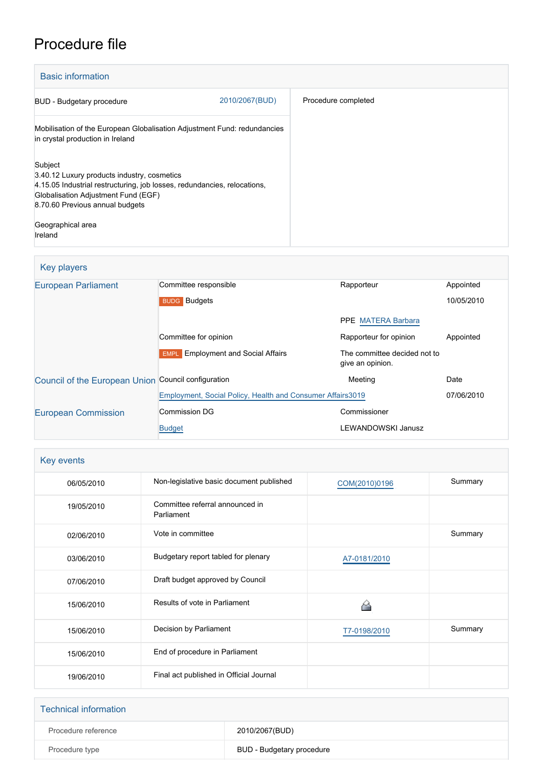# Procedure file

## Basic information

| | |
|---|---|
| BUD - Budgetary procedure 2010/2067(BUD) | Procedure completed |
| Mobilisation of the European Globalisation Adjustment Fund: redundancies in crystal production in Ireland | |
| Subject<br>3.40.12 Luxury products industry, cosmetics<br>4.15.05 Industrial restructuring, job losses, redundancies, relocations, Globalisation Adjustment Fund (EGF)<br>8.70.60 Previous annual budgets | |
| Geographical area<br>Ireland | |

## Key players

| | | | |
|---|---|---|---|
| European Parliament | Committee responsible | Rapporteur | Appointed |
| | BUDG Budgets | | 10/05/2010 |
| | | PPE MATERA Barbara | |
| | Committee for opinion | Rapporteur for opinion | Appointed |
| | EMPL Employment and Social Affairs | The committee decided not to give an opinion. | |
| Council of the European Union | Council configuration | Meeting | Date |
| | Employment, Social Policy, Health and Consumer Affairs | 3019 | 07/06/2010 |
| European Commission | Commission DG | Commissioner | |
| | Budget | LEWANDOWSKI Janusz | |

## Key events

| | | | |
|---|---|---|---|
| 06/05/2010 | Non-legislative basic document published | COM(2010)0196 | Summary |
| 19/05/2010 | Committee referral announced in Parliament | | |
| 02/06/2010 | Vote in committee | | Summary |
| 03/06/2010 | Budgetary report tabled for plenary | A7-0181/2010 | |
| 07/06/2010 | Draft budget approved by Council | | |
| 15/06/2010 | Results of vote in Parliament | | |
| 15/06/2010 | Decision by Parliament | T7-0198/2010 | Summary |
| 15/06/2010 | End of procedure in Parliament | | |
| 19/06/2010 | Final act published in Official Journal | | |

## Technical information

| | |
|---|---|
| Procedure reference | 2010/2067(BUD) |
| Procedure type | BUD - Budgetary procedure |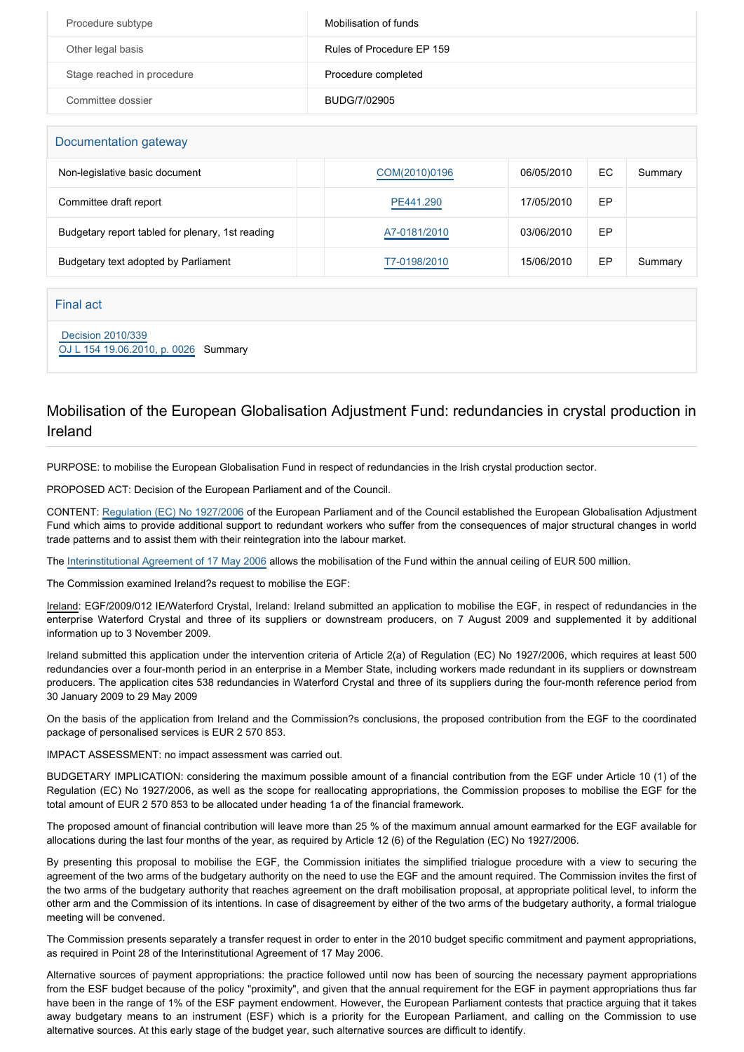| Procedure subtype | Mobilisation of funds |
| --- | --- |
| Other legal basis | Rules of Procedure EP 159 |
| Stage reached in procedure | Procedure completed |
| Committee dossier | BUDG/7/02905 |

## Documentation gateway

| | | | | | |
| --- | --- | --- | --- | --- | --- |
| Non-legislative basic document | | COM(2010)0196 | 06/05/2010 | EC | Summary |
| Committee draft report | | PE441.290 | 17/05/2010 | EP | |
| Budgetary report tabled for plenary, 1st reading | | A7-0181/2010 | 03/06/2010 | EP | |
| Budgetary text adopted by Parliament | | T7-0198/2010 | 15/06/2010 | EP | Summary |

## Final act

Decision 2010/339
OJ L 154 19.06.2010, p. 0026 Summary

## Mobilisation of the European Globalisation Adjustment Fund: redundancies in crystal production in Ireland

PURPOSE: to mobilise the European Globalisation Fund in respect of redundancies in the Irish crystal production sector.

PROPOSED ACT: Decision of the European Parliament and of the Council.

CONTENT: Regulation (EC) No 1927/2006 of the European Parliament and of the Council established the European Globalisation Adjustment Fund which aims to provide additional support to redundant workers who suffer from the consequences of major structural changes in world trade patterns and to assist them with their reintegration into the labour market.

The Interinstitutional Agreement of 17 May 2006 allows the mobilisation of the Fund within the annual ceiling of EUR 500 million.

The Commission examined Ireland?s request to mobilise the EGF:

Ireland: EGF/2009/012 IE/Waterford Crystal, Ireland: Ireland submitted an application to mobilise the EGF, in respect of redundancies in the enterprise Waterford Crystal and three of its suppliers or downstream producers, on 7 August 2009 and supplemented it by additional information up to 3 November 2009.

Ireland submitted this application under the intervention criteria of Article 2(a) of Regulation (EC) No 1927/2006, which requires at least 500 redundancies over a four-month period in an enterprise in a Member State, including workers made redundant in its suppliers or downstream producers. The application cites 538 redundancies in Waterford Crystal and three of its suppliers during the four-month reference period from 30 January 2009 to 29 May 2009

On the basis of the application from Ireland and the Commission?s conclusions, the proposed contribution from the EGF to the coordinated package of personalised services is EUR 2 570 853.

IMPACT ASSESSMENT: no impact assessment was carried out.

BUDGETARY IMPLICATION: considering the maximum possible amount of a financial contribution from the EGF under Article 10 (1) of the Regulation (EC) No 1927/2006, as well as the scope for reallocating appropriations, the Commission proposes to mobilise the EGF for the total amount of EUR 2 570 853 to be allocated under heading 1a of the financial framework.

The proposed amount of financial contribution will leave more than 25 % of the maximum annual amount earmarked for the EGF available for allocations during the last four months of the year, as required by Article 12 (6) of the Regulation (EC) No 1927/2006.

By presenting this proposal to mobilise the EGF, the Commission initiates the simplified trialogue procedure with a view to securing the agreement of the two arms of the budgetary authority on the need to use the EGF and the amount required. The Commission invites the first of the two arms of the budgetary authority that reaches agreement on the draft mobilisation proposal, at appropriate political level, to inform the other arm and the Commission of its intentions. In case of disagreement by either of the two arms of the budgetary authority, a formal trialogue meeting will be convened.

The Commission presents separately a transfer request in order to enter in the 2010 budget specific commitment and payment appropriations, as required in Point 28 of the Interinstitutional Agreement of 17 May 2006.

Alternative sources of payment appropriations: the practice followed until now has been of sourcing the necessary payment appropriations from the ESF budget because of the policy "proximity", and given that the annual requirement for the EGF in payment appropriations thus far have been in the range of 1% of the ESF payment endowment. However, the European Parliament contests that practice arguing that it takes away budgetary means to an instrument (ESF) which is a priority for the European Parliament, and calling on the Commission to use alternative sources. At this early stage of the budget year, such alternative sources are difficult to identify.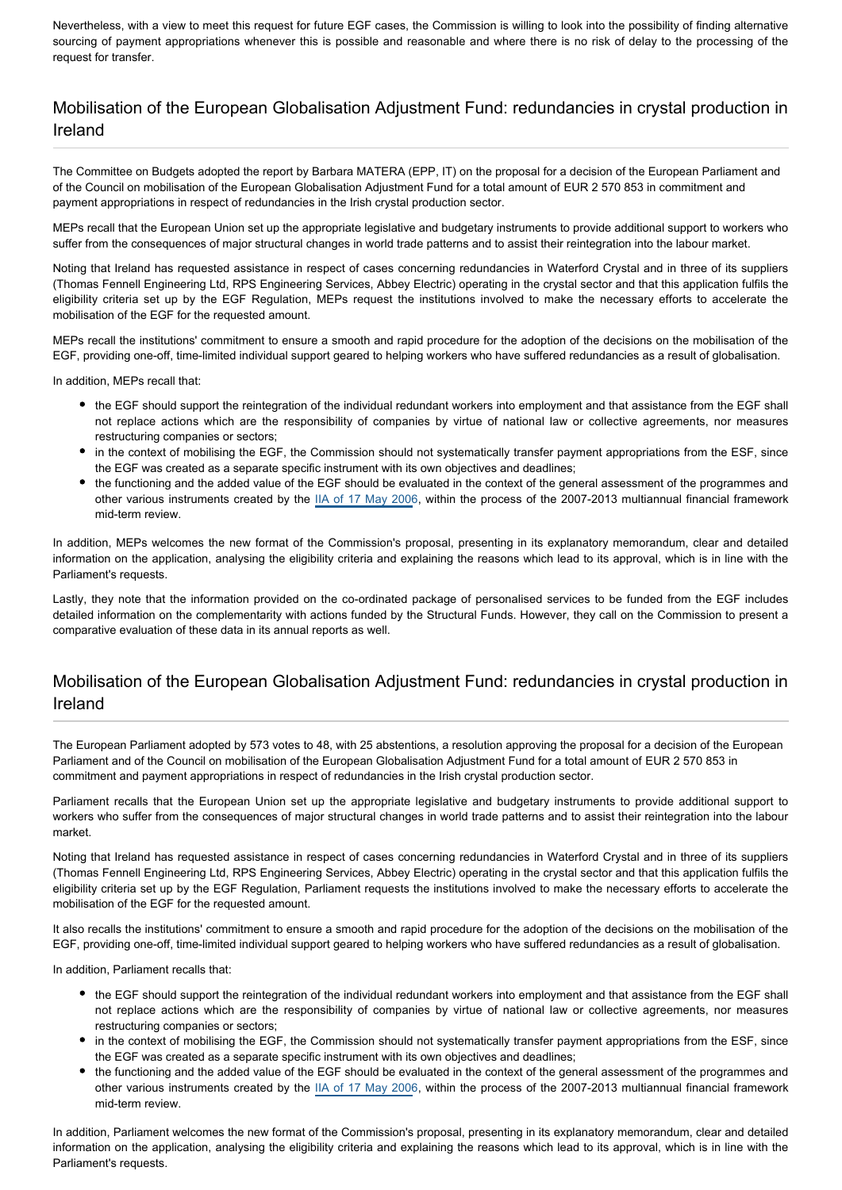Nevertheless, with a view to meet this request for future EGF cases, the Commission is willing to look into the possibility of finding alternative sourcing of payment appropriations whenever this is possible and reasonable and where there is no risk of delay to the processing of the request for transfer.

## Mobilisation of the European Globalisation Adjustment Fund: redundancies in crystal production in Ireland

The Committee on Budgets adopted the report by Barbara MATERA (EPP, IT) on the proposal for a decision of the European Parliament and of the Council on mobilisation of the European Globalisation Adjustment Fund for a total amount of EUR 2 570 853 in commitment and payment appropriations in respect of redundancies in the Irish crystal production sector.

MEPs recall that the European Union set up the appropriate legislative and budgetary instruments to provide additional support to workers who suffer from the consequences of major structural changes in world trade patterns and to assist their reintegration into the labour market.

Noting that Ireland has requested assistance in respect of cases concerning redundancies in Waterford Crystal and in three of its suppliers (Thomas Fennell Engineering Ltd, RPS Engineering Services, Abbey Electric) operating in the crystal sector and that this application fulfils the eligibility criteria set up by the EGF Regulation, MEPs request the institutions involved to make the necessary efforts to accelerate the mobilisation of the EGF for the requested amount.

MEPs recall the institutions' commitment to ensure a smooth and rapid procedure for the adoption of the decisions on the mobilisation of the EGF, providing one-off, time-limited individual support geared to helping workers who have suffered redundancies as a result of globalisation.

In addition, MEPs recall that:

- the EGF should support the reintegration of the individual redundant workers into employment and that assistance from the EGF shall not replace actions which are the responsibility of companies by virtue of national law or collective agreements, nor measures restructuring companies or sectors;
- in the context of mobilising the EGF, the Commission should not systematically transfer payment appropriations from the ESF, since the EGF was created as a separate specific instrument with its own objectives and deadlines;
- the functioning and the added value of the EGF should be evaluated in the context of the general assessment of the programmes and other various instruments created by the IIA of 17 May 2006, within the process of the 2007-2013 multiannual financial framework mid-term review.

In addition, MEPs welcomes the new format of the Commission's proposal, presenting in its explanatory memorandum, clear and detailed information on the application, analysing the eligibility criteria and explaining the reasons which lead to its approval, which is in line with the Parliament's requests.

Lastly, they note that the information provided on the co-ordinated package of personalised services to be funded from the EGF includes detailed information on the complementarity with actions funded by the Structural Funds. However, they call on the Commission to present a comparative evaluation of these data in its annual reports as well.

## Mobilisation of the European Globalisation Adjustment Fund: redundancies in crystal production in Ireland

The European Parliament adopted by 573 votes to 48, with 25 abstentions, a resolution approving the proposal for a decision of the European Parliament and of the Council on mobilisation of the European Globalisation Adjustment Fund for a total amount of EUR 2 570 853 in commitment and payment appropriations in respect of redundancies in the Irish crystal production sector.

Parliament recalls that the European Union set up the appropriate legislative and budgetary instruments to provide additional support to workers who suffer from the consequences of major structural changes in world trade patterns and to assist their reintegration into the labour market.

Noting that Ireland has requested assistance in respect of cases concerning redundancies in Waterford Crystal and in three of its suppliers (Thomas Fennell Engineering Ltd, RPS Engineering Services, Abbey Electric) operating in the crystal sector and that this application fulfils the eligibility criteria set up by the EGF Regulation, Parliament requests the institutions involved to make the necessary efforts to accelerate the mobilisation of the EGF for the requested amount.

It also recalls the institutions' commitment to ensure a smooth and rapid procedure for the adoption of the decisions on the mobilisation of the EGF, providing one-off, time-limited individual support geared to helping workers who have suffered redundancies as a result of globalisation.

In addition, Parliament recalls that:

- the EGF should support the reintegration of the individual redundant workers into employment and that assistance from the EGF shall not replace actions which are the responsibility of companies by virtue of national law or collective agreements, nor measures restructuring companies or sectors;
- in the context of mobilising the EGF, the Commission should not systematically transfer payment appropriations from the ESF, since the EGF was created as a separate specific instrument with its own objectives and deadlines;
- the functioning and the added value of the EGF should be evaluated in the context of the general assessment of the programmes and other various instruments created by the IIA of 17 May 2006, within the process of the 2007-2013 multiannual financial framework mid-term review.

In addition, Parliament welcomes the new format of the Commission's proposal, presenting in its explanatory memorandum, clear and detailed information on the application, analysing the eligibility criteria and explaining the reasons which lead to its approval, which is in line with the Parliament's requests.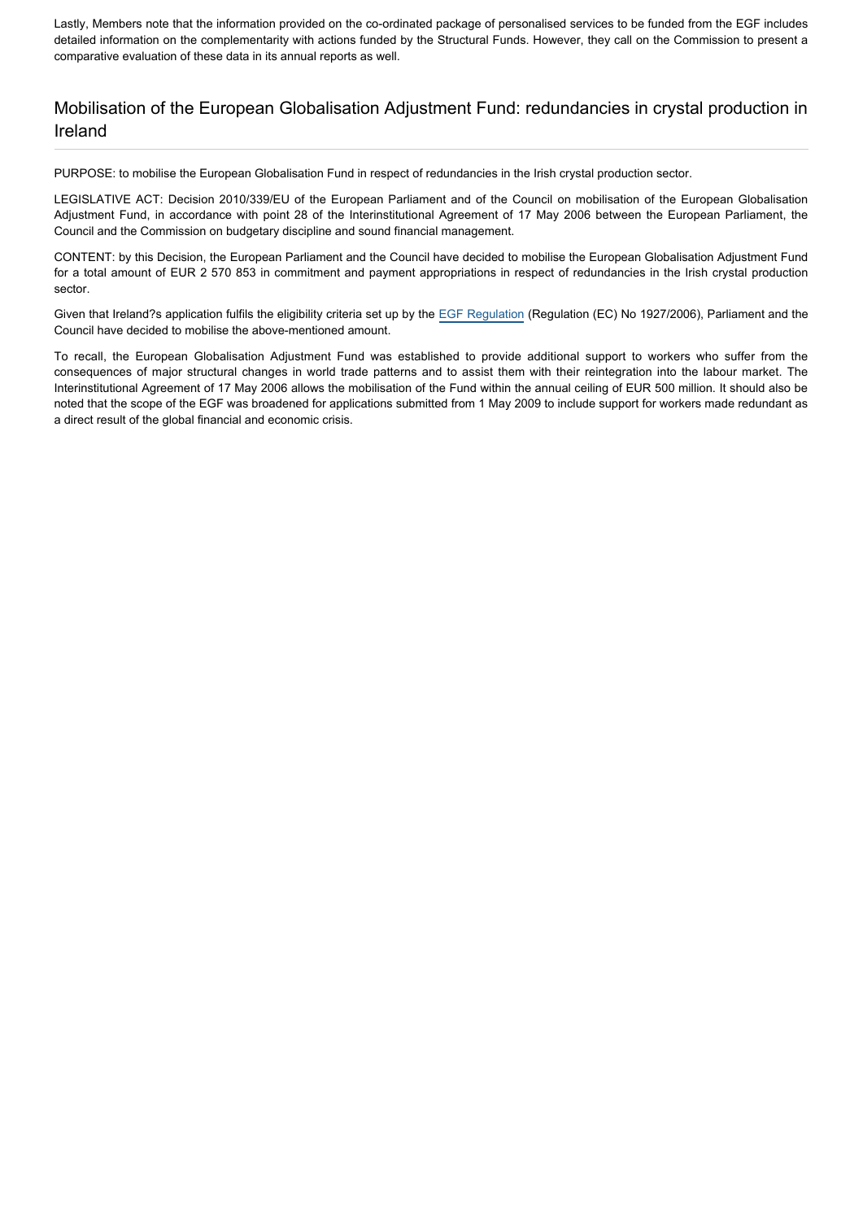Lastly, Members note that the information provided on the co-ordinated package of personalised services to be funded from the EGF includes detailed information on the complementarity with actions funded by the Structural Funds. However, they call on the Commission to present a comparative evaluation of these data in its annual reports as well.

## Mobilisation of the European Globalisation Adjustment Fund: redundancies in crystal production in Ireland

PURPOSE: to mobilise the European Globalisation Fund in respect of redundancies in the Irish crystal production sector.

LEGISLATIVE ACT: Decision 2010/339/EU of the European Parliament and of the Council on mobilisation of the European Globalisation Adjustment Fund, in accordance with point 28 of the Interinstitutional Agreement of 17 May 2006 between the European Parliament, the Council and the Commission on budgetary discipline and sound financial management.

CONTENT: by this Decision, the European Parliament and the Council have decided to mobilise the European Globalisation Adjustment Fund for a total amount of EUR 2 570 853 in commitment and payment appropriations in respect of redundancies in the Irish crystal production sector.

Given that Ireland?s application fulfils the eligibility criteria set up by the EGF Regulation (Regulation (EC) No 1927/2006), Parliament and the Council have decided to mobilise the above-mentioned amount.

To recall, the European Globalisation Adjustment Fund was established to provide additional support to workers who suffer from the consequences of major structural changes in world trade patterns and to assist them with their reintegration into the labour market. The Interinstitutional Agreement of 17 May 2006 allows the mobilisation of the Fund within the annual ceiling of EUR 500 million. It should also be noted that the scope of the EGF was broadened for applications submitted from 1 May 2009 to include support for workers made redundant as a direct result of the global financial and economic crisis.